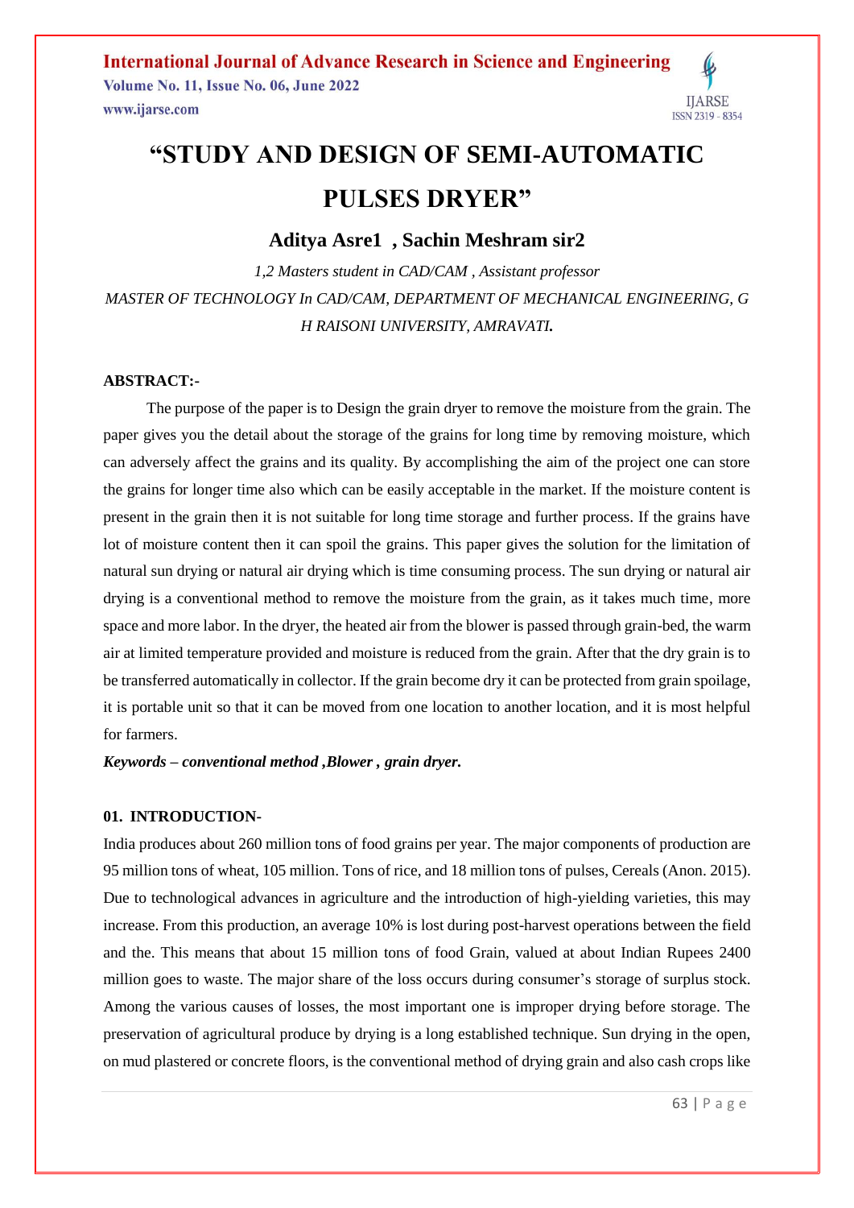# "STUDY AND DESIGN OF SEMI-AUTOMATIC PULSES DRYER"

**Aditya Asre1 , Sachin Meshram sir2**

*1,2 Masters student in CAD/CAM , Assistant professor*

*MASTER OF TECHNOLOGY In CAD/CAM, DEPARTMENT OF MECHANICAL ENGINEERING, G H RAISONI UNIVERSITY, AMRAVATI.*

## ABSTRACT:-

The purpose of the paper is to Design the grain dryer to remove the moisture from the grain. The paper gives you the detail about the storage of the grains for long time by removing moisture, which can adversely affect the grains and its quality. By accomplishing the aim of the project one can store the grains for longer time also which can be easily acceptable in the market. If the moisture content is present in the grain then it is not suitable for long time storage and further process. If the grains have lot of moisture content then it can spoil the grains. This paper gives the solution for the limitation of natural sun drying or natural air drying which is time consuming process. The sun drying or natural air drying is a conventional method to remove the moisture from the grain, as it takes much time, more space and more labor. In the dryer, the heated air from the blower is passed through grain-bed, the warm air at limited temperature provided and moisture is reduced from the grain. After that the dry grain is to be transferred automatically in collector. If the grain become dry it can be protected from grain spoilage, it is portable unit so that it can be moved from one location to another location, and it is most helpful for farmers.

***Keywords – conventional method ,Blower , grain dryer.***

## 01. INTRODUCTION-

India produces about 260 million tons of food grains per year. The major components of production are 95 million tons of wheat, 105 million. Tons of rice, and 18 million tons of pulses, Cereals (Anon. 2015). Due to technological advances in agriculture and the introduction of high-yielding varieties, this may increase. From this production, an average 10% is lost during post-harvest operations between the field and the. This means that about 15 million tons of food Grain, valued at about Indian Rupees 2400 million goes to waste. The major share of the loss occurs during consumer's storage of surplus stock. Among the various causes of losses, the most important one is improper drying before storage. The preservation of agricultural produce by drying is a long established technique. Sun drying in the open, on mud plastered or concrete floors, is the conventional method of drying grain and also cash crops like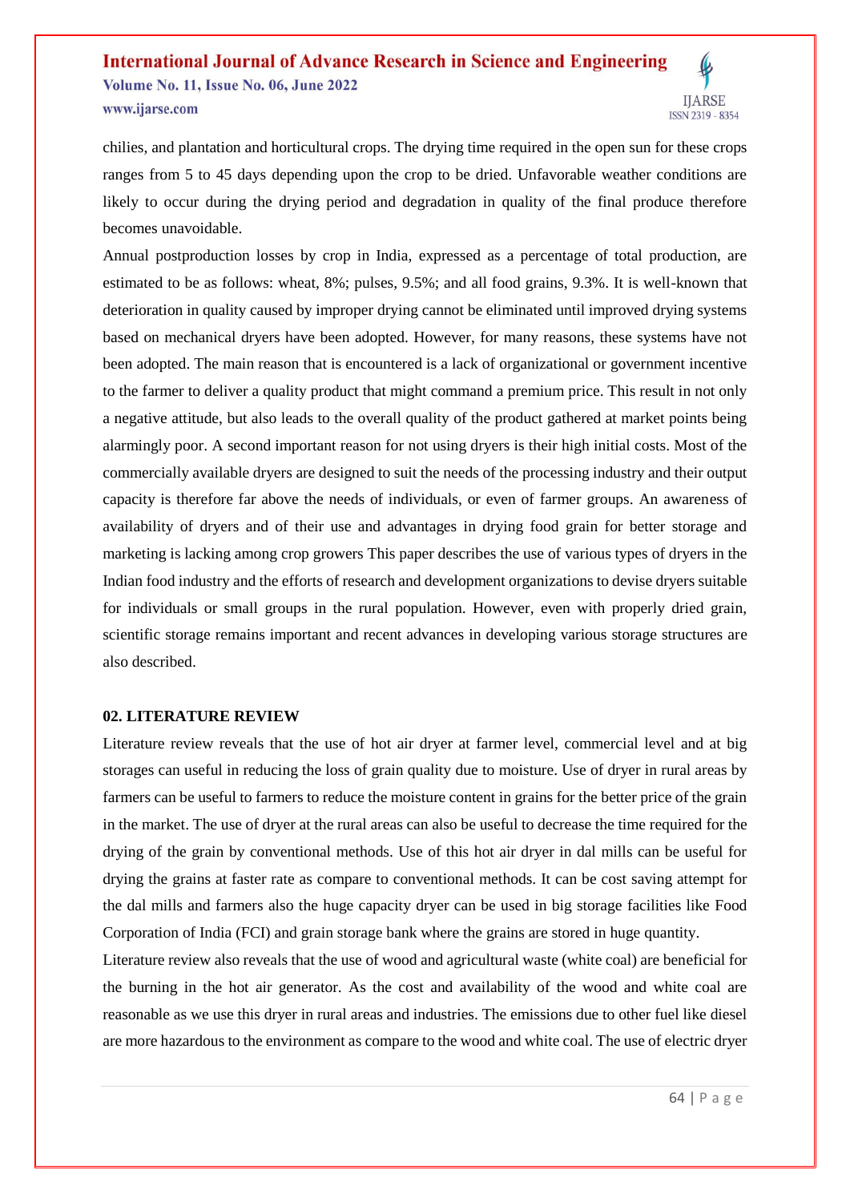chilies, and plantation and horticultural crops. The drying time required in the open sun for these crops ranges from 5 to 45 days depending upon the crop to be dried. Unfavorable weather conditions are likely to occur during the drying period and degradation in quality of the final produce therefore becomes unavoidable.

Annual postproduction losses by crop in India, expressed as a percentage of total production, are estimated to be as follows: wheat, 8%; pulses, 9.5%; and all food grains, 9.3%. It is well-known that deterioration in quality caused by improper drying cannot be eliminated until improved drying systems based on mechanical dryers have been adopted. However, for many reasons, these systems have not been adopted. The main reason that is encountered is a lack of organizational or government incentive to the farmer to deliver a quality product that might command a premium price. This result in not only a negative attitude, but also leads to the overall quality of the product gathered at market points being alarmingly poor. A second important reason for not using dryers is their high initial costs. Most of the commercially available dryers are designed to suit the needs of the processing industry and their output capacity is therefore far above the needs of individuals, or even of farmer groups. An awareness of availability of dryers and of their use and advantages in drying food grain for better storage and marketing is lacking among crop growers This paper describes the use of various types of dryers in the Indian food industry and the efforts of research and development organizations to devise dryers suitable for individuals or small groups in the rural population. However, even with properly dried grain, scientific storage remains important and recent advances in developing various storage structures are also described.

## 02. LITERATURE REVIEW

Literature review reveals that the use of hot air dryer at farmer level, commercial level and at big storages can useful in reducing the loss of grain quality due to moisture. Use of dryer in rural areas by farmers can be useful to farmers to reduce the moisture content in grains for the better price of the grain in the market. The use of dryer at the rural areas can also be useful to decrease the time required for the drying of the grain by conventional methods. Use of this hot air dryer in dal mills can be useful for drying the grains at faster rate as compare to conventional methods. It can be cost saving attempt for the dal mills and farmers also the huge capacity dryer can be used in big storage facilities like Food Corporation of India (FCI) and grain storage bank where the grains are stored in huge quantity.

Literature review also reveals that the use of wood and agricultural waste (white coal) are beneficial for the burning in the hot air generator. As the cost and availability of the wood and white coal are reasonable as we use this dryer in rural areas and industries. The emissions due to other fuel like diesel are more hazardous to the environment as compare to the wood and white coal. The use of electric dryer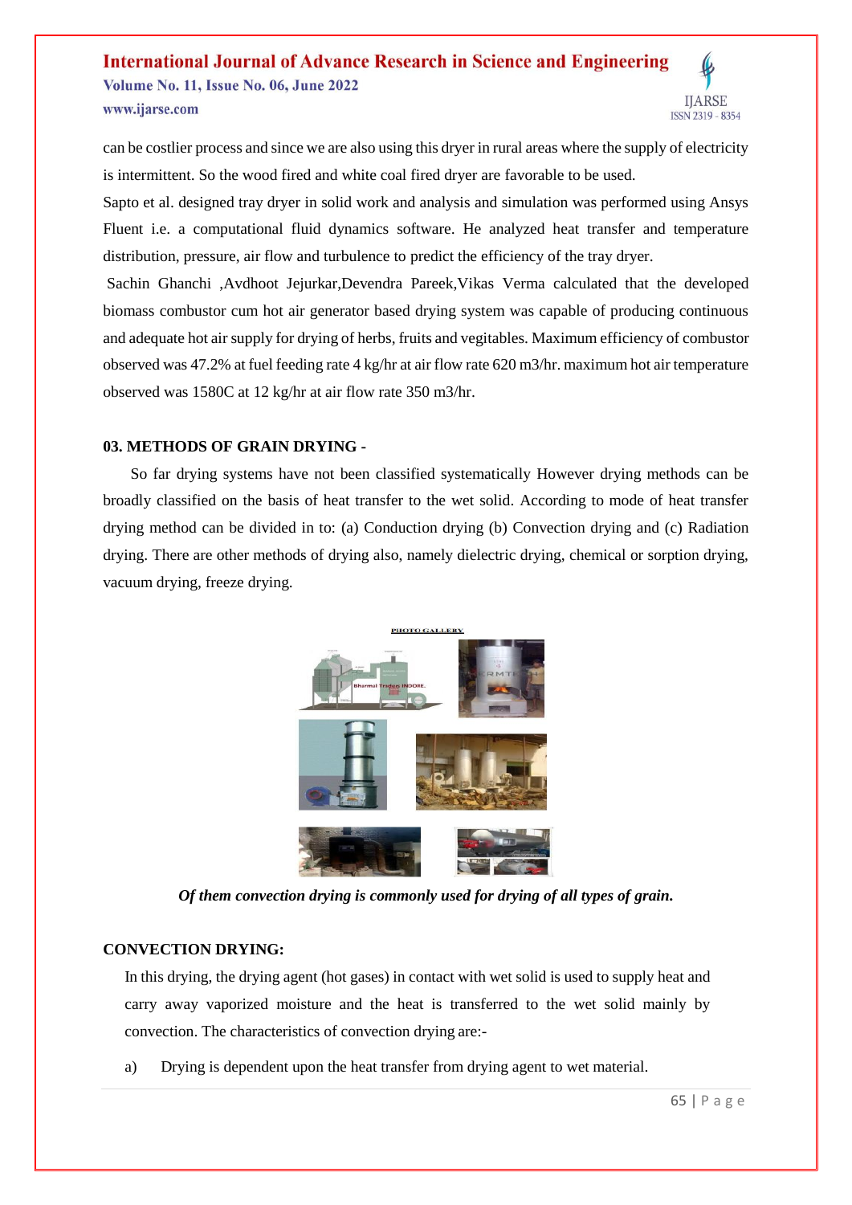can be costlier process and since we are also using this dryer in rural areas where the supply of electricity is intermittent. So the wood fired and white coal fired dryer are favorable to be used.

Sapto et al. designed tray dryer in solid work and analysis and simulation was performed using Ansys Fluent i.e. a computational fluid dynamics software. He analyzed heat transfer and temperature distribution, pressure, air flow and turbulence to predict the efficiency of the tray dryer.

Sachin Ghanchi ,Avdhoot Jejurkar,Devendra Pareek,Vikas Verma calculated that the developed biomass combustor cum hot air generator based drying system was capable of producing continuous and adequate hot air supply for drying of herbs, fruits and vegitables. Maximum efficiency of combustor observed was 47.2% at fuel feeding rate 4 kg/hr at air flow rate 620 m3/hr. maximum hot air temperature observed was 1580C at 12 kg/hr at air flow rate 350 m3/hr.

## 03. METHODS OF GRAIN DRYING -

So far drying systems have not been classified systematically However drying methods can be broadly classified on the basis of heat transfer to the wet solid. According to mode of heat transfer drying method can be divided in to: (a) Conduction drying (b) Convection drying and (c) Radiation drying. There are other methods of drying also, namely dielectric drying, chemical or sorption drying, vacuum drying, freeze drying.

*Of them convection drying is commonly used for drying of all types of grain.*

## CONVECTION DRYING:

In this drying, the drying agent (hot gases) in contact with wet solid is used to supply heat and carry away vaporized moisture and the heat is transferred to the wet solid mainly by convection. The characteristics of convection drying are:-

a) Drying is dependent upon the heat transfer from drying agent to wet material.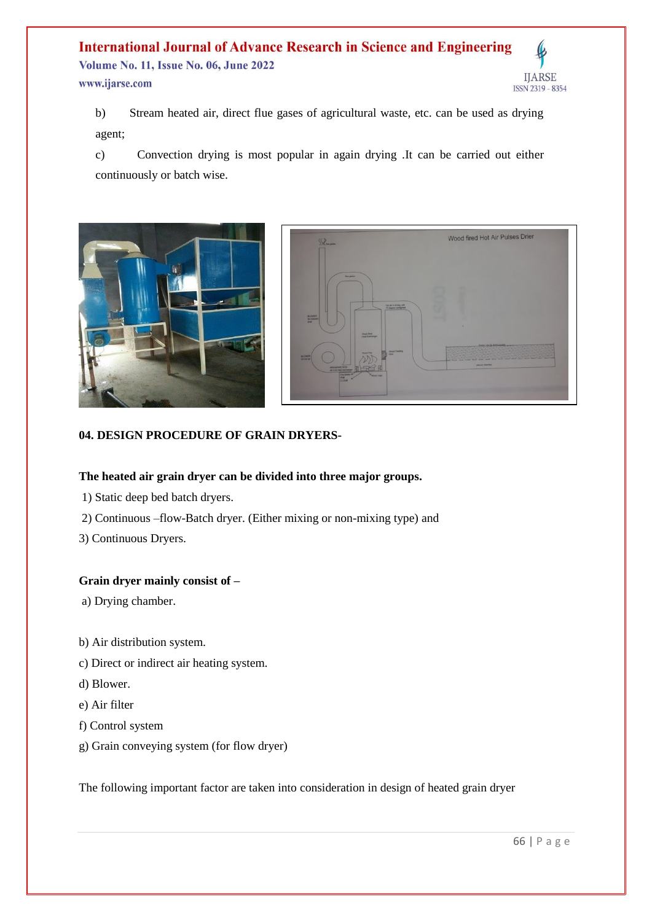b) Stream heated air, direct flue gases of agricultural waste, etc. can be used as drying agent;

c) Convection drying is most popular in again drying .It can be carried out either continuously or batch wise.

**04. DESIGN PROCEDURE OF GRAIN DRYERS-**

**The heated air grain dryer can be divided into three major groups.**

1) Static deep bed batch dryers.

2) Continuous –flow-Batch dryer. (Either mixing or non-mixing type) and

3) Continuous Dryers.

**Grain dryer mainly consist of –**

a) Drying chamber.

b) Air distribution system.

c) Direct or indirect air heating system.

d) Blower.

e) Air filter

f) Control system

g) Grain conveying system (for flow dryer)

The following important factor are taken into consideration in design of heated grain dryer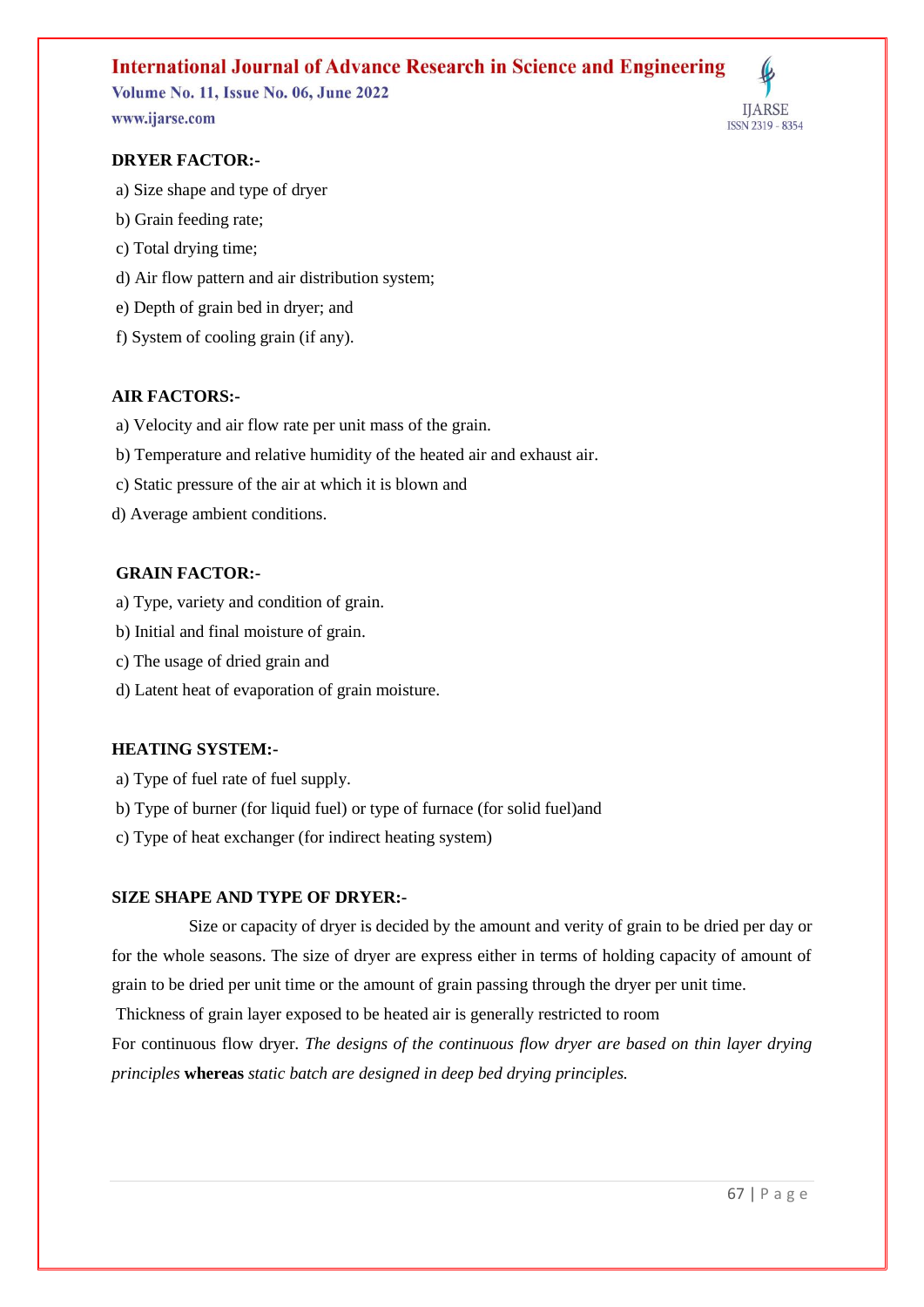**DRYER FACTOR:-**

a) Size shape and type of dryer

b) Grain feeding rate;

c) Total drying time;

d) Air flow pattern and air distribution system;

e) Depth of grain bed in dryer; and

f) System of cooling grain (if any).

**AIR FACTORS:-**

a) Velocity and air flow rate per unit mass of the grain.

b) Temperature and relative humidity of the heated air and exhaust air.

c) Static pressure of the air at which it is blown and

d) Average ambient conditions.

**GRAIN FACTOR:-**

a) Type, variety and condition of grain.

b) Initial and final moisture of grain.

c) The usage of dried grain and

d) Latent heat of evaporation of grain moisture.

**HEATING SYSTEM:-**

a) Type of fuel rate of fuel supply.

b) Type of burner (for liquid fuel) or type of furnace (for solid fuel)and

c) Type of heat exchanger (for indirect heating system)

**SIZE SHAPE AND TYPE OF DRYER:-**

Size or capacity of dryer is decided by the amount and verity of grain to be dried per day or for the whole seasons. The size of dryer are express either in terms of holding capacity of amount of grain to be dried per unit time or the amount of grain passing through the dryer per unit time.

Thickness of grain layer exposed to be heated air is generally restricted to room

For continuous flow dryer. *The designs of the continuous flow dryer are based on thin layer drying principles* **whereas** *static batch are designed in deep bed drying principles.*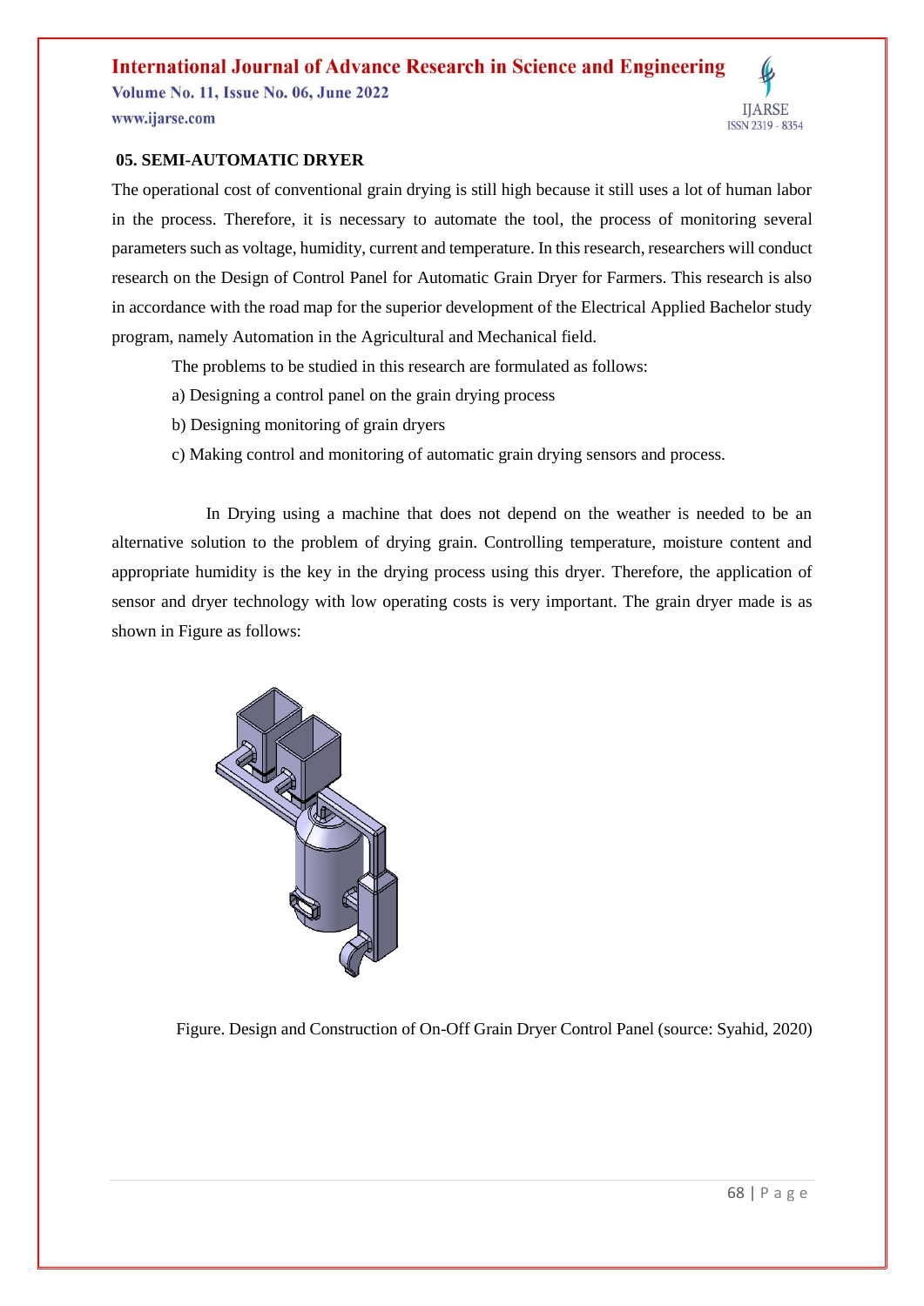## 05. SEMI-AUTOMATIC DRYER

The operational cost of conventional grain drying is still high because it still uses a lot of human labor in the process. Therefore, it is necessary to automate the tool, the process of monitoring several parameters such as voltage, humidity, current and temperature. In this research, researchers will conduct research on the Design of Control Panel for Automatic Grain Dryer for Farmers. This research is also in accordance with the road map for the superior development of the Electrical Applied Bachelor study program, namely Automation in the Agricultural and Mechanical field.

The problems to be studied in this research are formulated as follows:

a) Designing a control panel on the grain drying process

b) Designing monitoring of grain dryers

c) Making control and monitoring of automatic grain drying sensors and process.

In Drying using a machine that does not depend on the weather is needed to be an alternative solution to the problem of drying grain. Controlling temperature, moisture content and appropriate humidity is the key in the drying process using this dryer. Therefore, the application of sensor and dryer technology with low operating costs is very important. The grain dryer made is as shown in Figure as follows:

Figure. Design and Construction of On-Off Grain Dryer Control Panel (source: Syahid, 2020)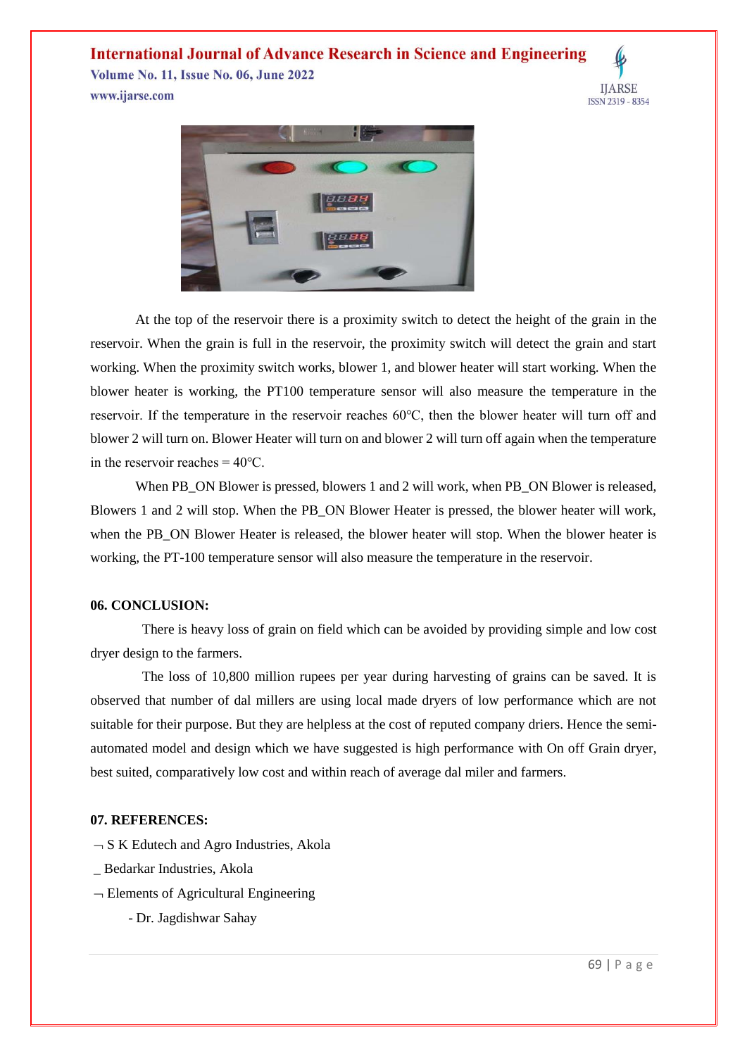At the top of the reservoir there is a proximity switch to detect the height of the grain in the reservoir. When the grain is full in the reservoir, the proximity switch will detect the grain and start working. When the proximity switch works, blower 1, and blower heater will start working. When the blower heater is working, the PT100 temperature sensor will also measure the temperature in the reservoir. If the temperature in the reservoir reaches 60℃, then the blower heater will turn off and blower 2 will turn on. Blower Heater will turn on and blower 2 will turn off again when the temperature in the reservoir reaches = 40℃.

When PB_ON Blower is pressed, blowers 1 and 2 will work, when PB_ON Blower is released, Blowers 1 and 2 will stop. When the PB_ON Blower Heater is pressed, the blower heater will work, when the PB_ON Blower Heater is released, the blower heater will stop. When the blower heater is working, the PT-100 temperature sensor will also measure the temperature in the reservoir.

## 06. CONCLUSION:

There is heavy loss of grain on field which can be avoided by providing simple and low cost dryer design to the farmers.

The loss of 10,800 million rupees per year during harvesting of grains can be saved. It is observed that number of dal millers are using local made dryers of low performance which are not suitable for their purpose. But they are helpless at the cost of reputed company driers. Hence the semi-automated model and design which we have suggested is high performance with On off Grain dryer, best suited, comparatively low cost and within reach of average dal miler and farmers.

## 07. REFERENCES:

¬ S K Edutech and Agro Industries, Akola

_ Bedarkar Industries, Akola

¬ Elements of Agricultural Engineering

- Dr. Jagdishwar Sahay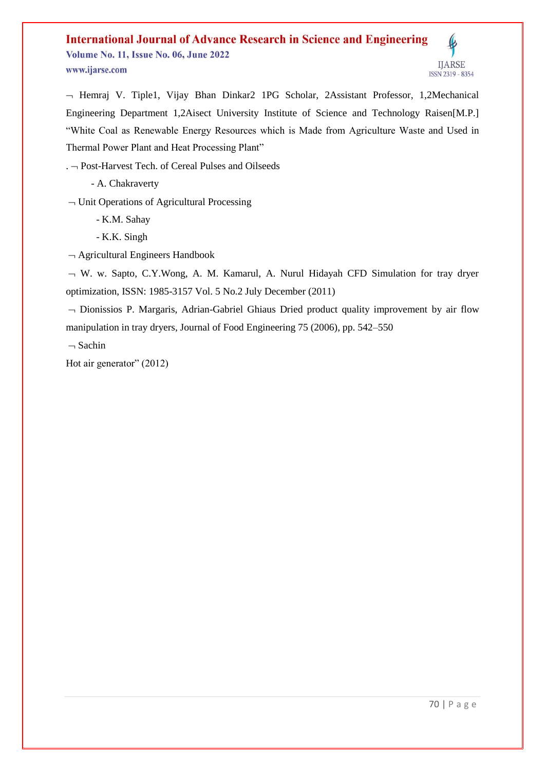¬ Hemraj V. Tiple1, Vijay Bhan Dinkar2 1PG Scholar, 2Assistant Professor, 1,2Mechanical Engineering Department 1,2Aisect University Institute of Science and Technology Raisen[M.P.] "White Coal as Renewable Energy Resources which is Made from Agriculture Waste and Used in Thermal Power Plant and Heat Processing Plant"

. ¬ Post-Harvest Tech. of Cereal Pulses and Oilseeds

- A. Chakraverty

¬ Unit Operations of Agricultural Processing

- K.M. Sahay
- K.K. Singh

¬ Agricultural Engineers Handbook

¬ W. w. Sapto, C.Y.Wong, A. M. Kamarul, A. Nurul Hidayah CFD Simulation for tray dryer optimization, ISSN: 1985-3157 Vol. 5 No.2 July December (2011)

¬ Dionissios P. Margaris, Adrian-Gabriel Ghiaus Dried product quality improvement by air flow manipulation in tray dryers, Journal of Food Engineering 75 (2006), pp. 542–550

¬ Sachin

Hot air generator" (2012)